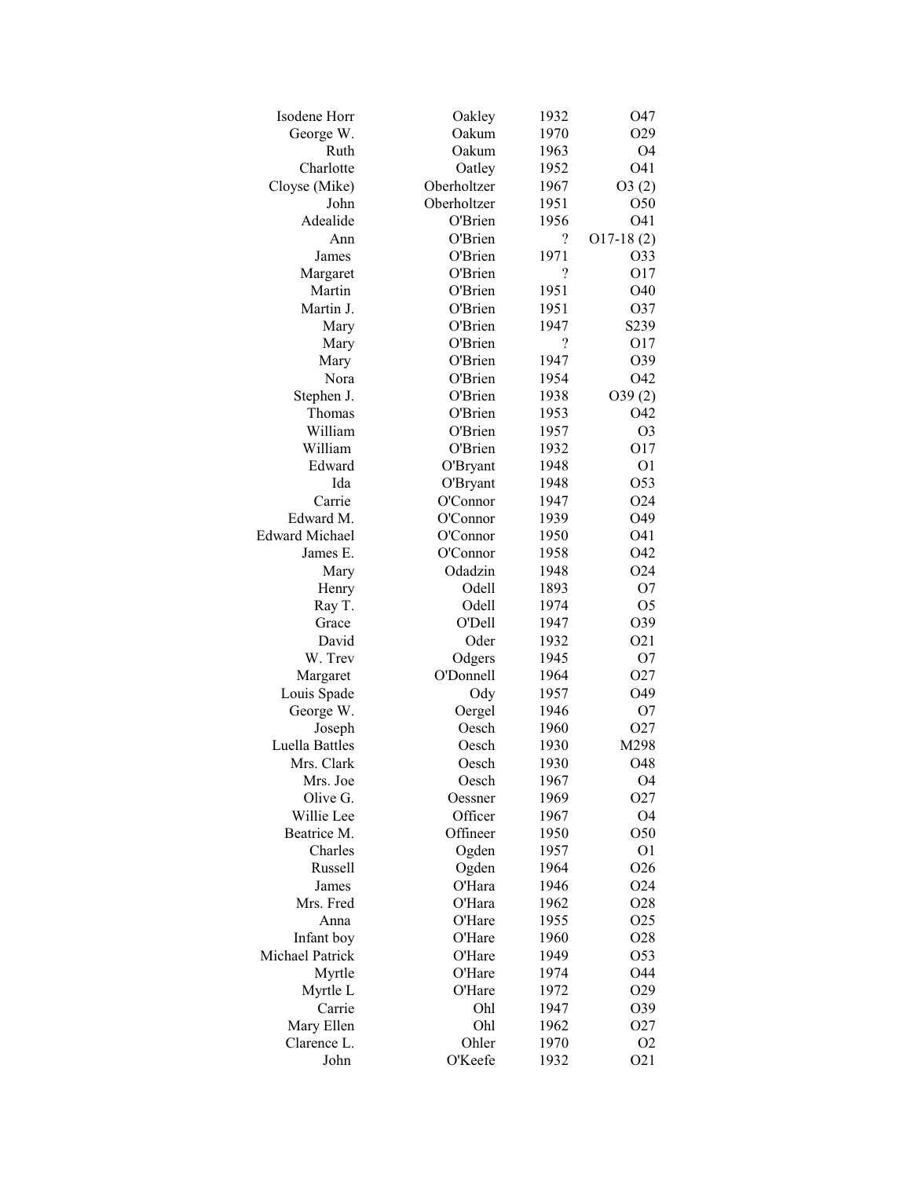| | | | |
|---|---|---|---|
| Isodene Horr | Oakley | 1932 | O47 |
| George W. | Oakum | 1970 | O29 |
| Ruth | Oakum | 1963 | O4 |
| Charlotte | Oatley | 1952 | O41 |
| Cloyse (Mike) | Oberholtzer | 1967 | O3 (2) |
| John | Oberholtzer | 1951 | O50 |
| Adealide | O'Brien | 1956 | O41 |
| Ann | O'Brien | ? | O17-18 (2) |
| James | O'Brien | 1971 | O33 |
| Margaret | O'Brien | ? | O17 |
| Martin | O'Brien | 1951 | O40 |
| Martin J. | O'Brien | 1951 | O37 |
| Mary | O'Brien | 1947 | S239 |
| Mary | O'Brien | ? | O17 |
| Mary | O'Brien | 1947 | O39 |
| Nora | O'Brien | 1954 | O42 |
| Stephen J. | O'Brien | 1938 | O39 (2) |
| Thomas | O'Brien | 1953 | O42 |
| William | O'Brien | 1957 | O3 |
| William | O'Brien | 1932 | O17 |
| Edward | O'Bryant | 1948 | O1 |
| Ida | O'Bryant | 1948 | O53 |
| Carrie | O'Connor | 1947 | O24 |
| Edward M. | O'Connor | 1939 | O49 |
| Edward Michael | O'Connor | 1950 | O41 |
| James E. | O'Connor | 1958 | O42 |
| Mary | Odadzin | 1948 | O24 |
| Henry | Odell | 1893 | O7 |
| Ray T. | Odell | 1974 | O5 |
| Grace | O'Dell | 1947 | O39 |
| David | Oder | 1932 | O21 |
| W. Trev | Odgers | 1945 | O7 |
| Margaret | O'Donnell | 1964 | O27 |
| Louis Spade | Ody | 1957 | O49 |
| George W. | Oergel | 1946 | O7 |
| Joseph | Oesch | 1960 | O27 |
| Luella Battles | Oesch | 1930 | M298 |
| Mrs. Clark | Oesch | 1930 | O48 |
| Mrs. Joe | Oesch | 1967 | O4 |
| Olive G. | Oessner | 1969 | O27 |
| Willie Lee | Officer | 1967 | O4 |
| Beatrice M. | Offineer | 1950 | O50 |
| Charles | Ogden | 1957 | O1 |
| Russell | Ogden | 1964 | O26 |
| James | O'Hara | 1946 | O24 |
| Mrs. Fred | O'Hara | 1962 | O28 |
| Anna | O'Hare | 1955 | O25 |
| Infant boy | O'Hare | 1960 | O28 |
| Michael Patrick | O'Hare | 1949 | O53 |
| Myrtle | O'Hare | 1974 | O44 |
| Myrtle L | O'Hare | 1972 | O29 |
| Carrie | Ohl | 1947 | O39 |
| Mary Ellen | Ohl | 1962 | O27 |
| Clarence L. | Ohler | 1970 | O2 |
| John | O'Keefe | 1932 | O21 |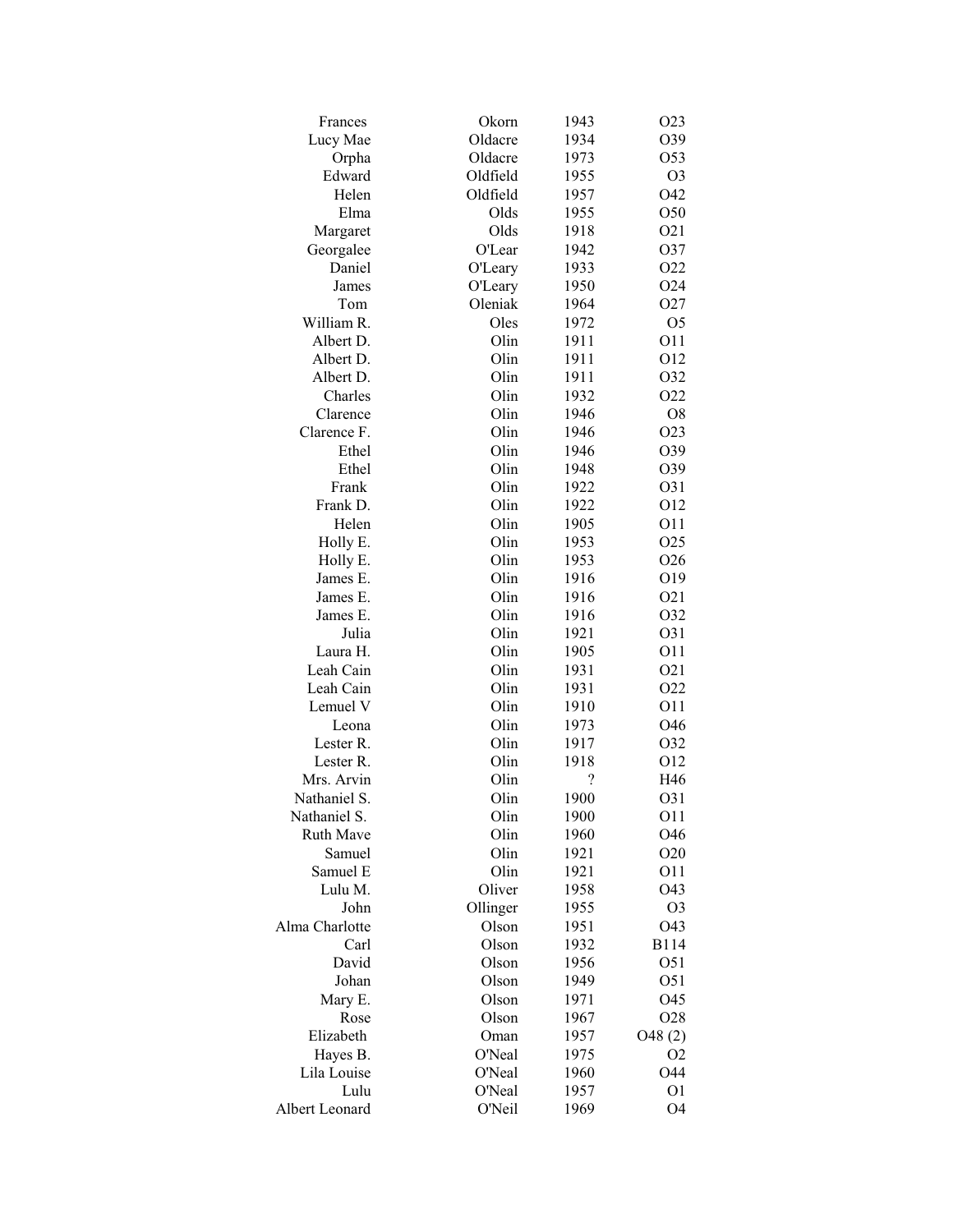| | | | |
|---|---|---|---|
| Frances | Okorn | 1943 | O23 |
| Lucy Mae | Oldacre | 1934 | O39 |
| Orpha | Oldacre | 1973 | O53 |
| Edward | Oldfield | 1955 | O3 |
| Helen | Oldfield | 1957 | O42 |
| Elma | Olds | 1955 | O50 |
| Margaret | Olds | 1918 | O21 |
| Georgalee | O'Lear | 1942 | O37 |
| Daniel | O'Leary | 1933 | O22 |
| James | O'Leary | 1950 | O24 |
| Tom | Oleniak | 1964 | O27 |
| William R. | Oles | 1972 | O5 |
| Albert D. | Olin | 1911 | O11 |
| Albert D. | Olin | 1911 | O12 |
| Albert D. | Olin | 1911 | O32 |
| Charles | Olin | 1932 | O22 |
| Clarence | Olin | 1946 | O8 |
| Clarence F. | Olin | 1946 | O23 |
| Ethel | Olin | 1946 | O39 |
| Ethel | Olin | 1948 | O39 |
| Frank | Olin | 1922 | O31 |
| Frank D. | Olin | 1922 | O12 |
| Helen | Olin | 1905 | O11 |
| Holly E. | Olin | 1953 | O25 |
| Holly E. | Olin | 1953 | O26 |
| James E. | Olin | 1916 | O19 |
| James E. | Olin | 1916 | O21 |
| James E. | Olin | 1916 | O32 |
| Julia | Olin | 1921 | O31 |
| Laura H. | Olin | 1905 | O11 |
| Leah Cain | Olin | 1931 | O21 |
| Leah Cain | Olin | 1931 | O22 |
| Lemuel V | Olin | 1910 | O11 |
| Leona | Olin | 1973 | O46 |
| Lester R. | Olin | 1917 | O32 |
| Lester R. | Olin | 1918 | O12 |
| Mrs. Arvin | Olin | ? | H46 |
| Nathaniel S. | Olin | 1900 | O31 |
| Nathaniel S. | Olin | 1900 | O11 |
| Ruth Mave | Olin | 1960 | O46 |
| Samuel | Olin | 1921 | O20 |
| Samuel E | Olin | 1921 | O11 |
| Lulu M. | Oliver | 1958 | O43 |
| John | Ollinger | 1955 | O3 |
| Alma Charlotte | Olson | 1951 | O43 |
| Carl | Olson | 1932 | B114 |
| David | Olson | 1956 | O51 |
| Johan | Olson | 1949 | O51 |
| Mary E. | Olson | 1971 | O45 |
| Rose | Olson | 1967 | O28 |
| Elizabeth | Oman | 1957 | O48 (2) |
| Hayes B. | O'Neal | 1975 | O2 |
| Lila Louise | O'Neal | 1960 | O44 |
| Lulu | O'Neal | 1957 | O1 |
| Albert Leonard | O'Neil | 1969 | O4 |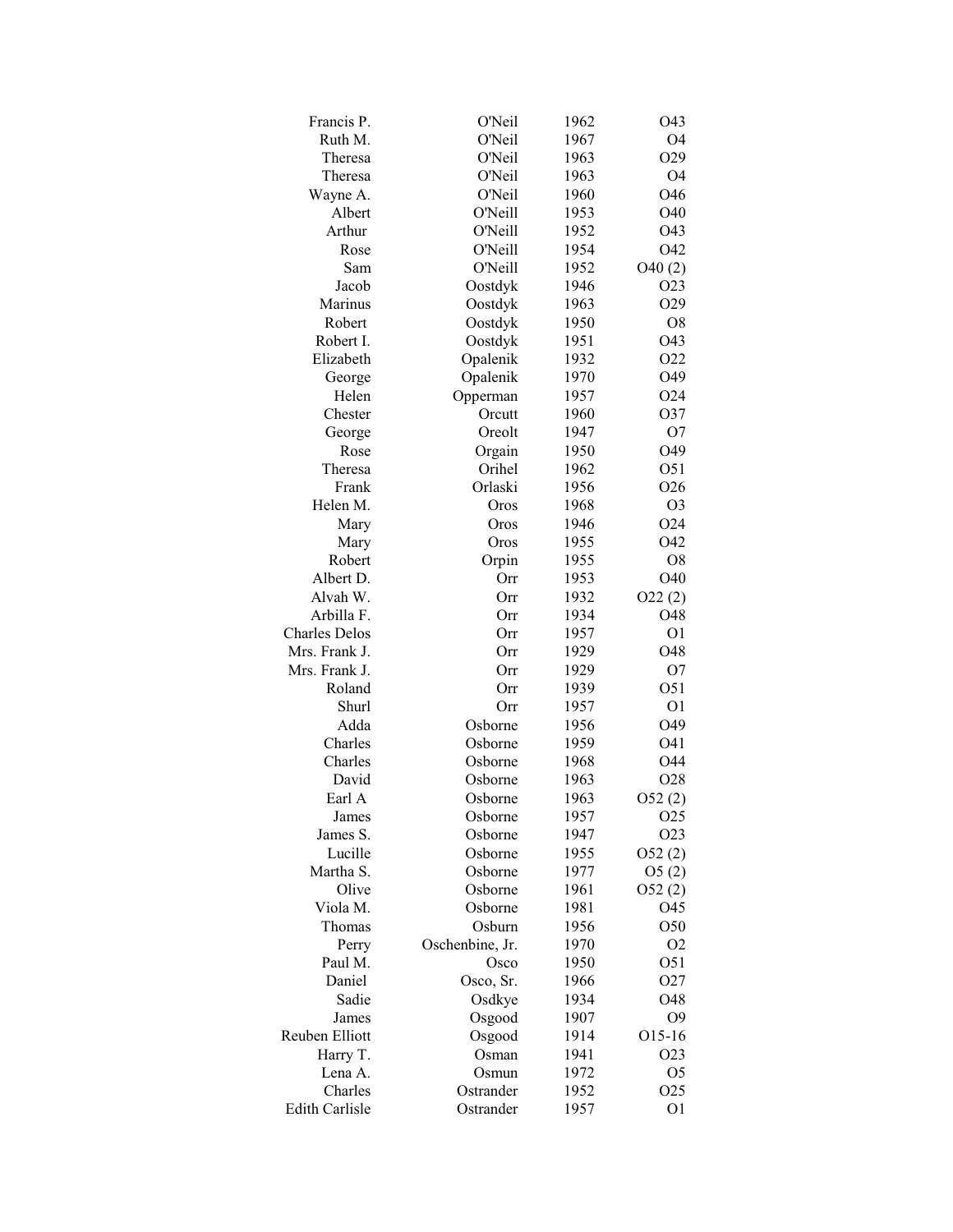| | | | |
|---|---|---|---|
| Francis P. | O'Neil | 1962 | O43 |
| Ruth M. | O'Neil | 1967 | O4 |
| Theresa | O'Neil | 1963 | O29 |
| Theresa | O'Neil | 1963 | O4 |
| Wayne A. | O'Neil | 1960 | O46 |
| Albert | O'Neill | 1953 | O40 |
| Arthur | O'Neill | 1952 | O43 |
| Rose | O'Neill | 1954 | O42 |
| Sam | O'Neill | 1952 | O40 (2) |
| Jacob | Oostdyk | 1946 | O23 |
| Marinus | Oostdyk | 1963 | O29 |
| Robert | Oostdyk | 1950 | O8 |
| Robert I. | Oostdyk | 1951 | O43 |
| Elizabeth | Opalenik | 1932 | O22 |
| George | Opalenik | 1970 | O49 |
| Helen | Opperman | 1957 | O24 |
| Chester | Orcutt | 1960 | O37 |
| George | Oreolt | 1947 | O7 |
| Rose | Orgain | 1950 | O49 |
| Theresa | Orihel | 1962 | O51 |
| Frank | Orlaski | 1956 | O26 |
| Helen M. | Oros | 1968 | O3 |
| Mary | Oros | 1946 | O24 |
| Mary | Oros | 1955 | O42 |
| Robert | Orpin | 1955 | O8 |
| Albert D. | Orr | 1953 | O40 |
| Alvah W. | Orr | 1932 | O22 (2) |
| Arbilla F. | Orr | 1934 | O48 |
| Charles Delos | Orr | 1957 | O1 |
| Mrs. Frank J. | Orr | 1929 | O48 |
| Mrs. Frank J. | Orr | 1929 | O7 |
| Roland | Orr | 1939 | O51 |
| Shurl | Orr | 1957 | O1 |
| Adda | Osborne | 1956 | O49 |
| Charles | Osborne | 1959 | O41 |
| Charles | Osborne | 1968 | O44 |
| David | Osborne | 1963 | O28 |
| Earl A | Osborne | 1963 | O52 (2) |
| James | Osborne | 1957 | O25 |
| James S. | Osborne | 1947 | O23 |
| Lucille | Osborne | 1955 | O52 (2) |
| Martha S. | Osborne | 1977 | O5 (2) |
| Olive | Osborne | 1961 | O52 (2) |
| Viola M. | Osborne | 1981 | O45 |
| Thomas | Osburn | 1956 | O50 |
| Perry | Oschenbine, Jr. | 1970 | O2 |
| Paul M. | Osco | 1950 | O51 |
| Daniel | Osco, Sr. | 1966 | O27 |
| Sadie | Osdkye | 1934 | O48 |
| James | Osgood | 1907 | O9 |
| Reuben Elliott | Osgood | 1914 | O15-16 |
| Harry T. | Osman | 1941 | O23 |
| Lena A. | Osmun | 1972 | O5 |
| Charles | Ostrander | 1952 | O25 |
| Edith Carlisle | Ostrander | 1957 | O1 |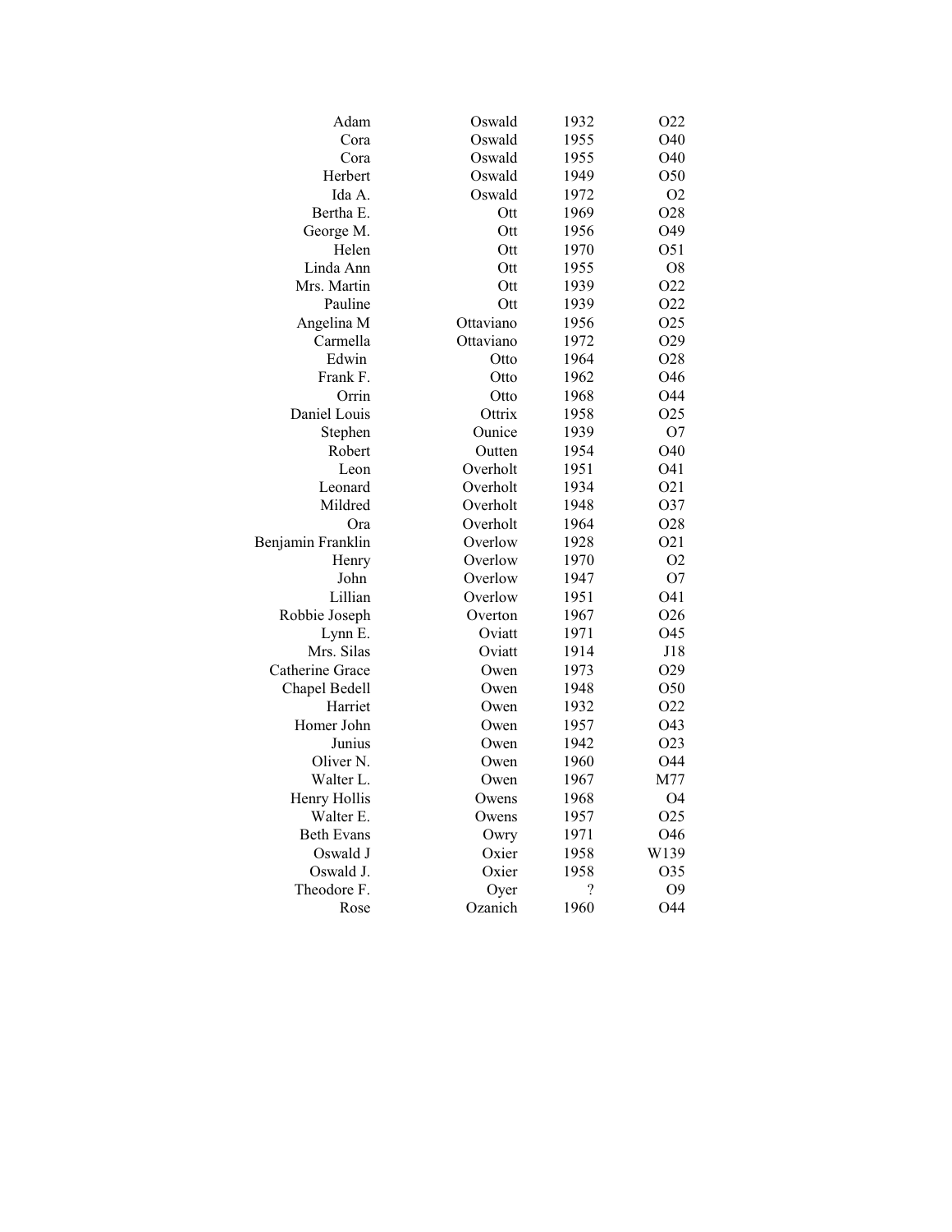| | | | |
|---|---|---|---|
| Adam | Oswald | 1932 | O22 |
| Cora | Oswald | 1955 | O40 |
| Cora | Oswald | 1955 | O40 |
| Herbert | Oswald | 1949 | O50 |
| Ida A. | Oswald | 1972 | O2 |
| Bertha E. | Ott | 1969 | O28 |
| George M. | Ott | 1956 | O49 |
| Helen | Ott | 1970 | O51 |
| Linda Ann | Ott | 1955 | O8 |
| Mrs. Martin | Ott | 1939 | O22 |
| Pauline | Ott | 1939 | O22 |
| Angelina M | Ottaviano | 1956 | O25 |
| Carmella | Ottaviano | 1972 | O29 |
| Edwin | Otto | 1964 | O28 |
| Frank F. | Otto | 1962 | O46 |
| Orrin | Otto | 1968 | O44 |
| Daniel Louis | Ottrix | 1958 | O25 |
| Stephen | Ounice | 1939 | O7 |
| Robert | Outten | 1954 | O40 |
| Leon | Overholt | 1951 | O41 |
| Leonard | Overholt | 1934 | O21 |
| Mildred | Overholt | 1948 | O37 |
| Ora | Overholt | 1964 | O28 |
| Benjamin Franklin | Overlow | 1928 | O21 |
| Henry | Overlow | 1970 | O2 |
| John | Overlow | 1947 | O7 |
| Lillian | Overlow | 1951 | O41 |
| Robbie Joseph | Overton | 1967 | O26 |
| Lynn E. | Oviatt | 1971 | O45 |
| Mrs. Silas | Oviatt | 1914 | J18 |
| Catherine Grace | Owen | 1973 | O29 |
| Chapel Bedell | Owen | 1948 | O50 |
| Harriet | Owen | 1932 | O22 |
| Homer John | Owen | 1957 | O43 |
| Junius | Owen | 1942 | O23 |
| Oliver N. | Owen | 1960 | O44 |
| Walter L. | Owen | 1967 | M77 |
| Henry Hollis | Owens | 1968 | O4 |
| Walter E. | Owens | 1957 | O25 |
| Beth Evans | Owry | 1971 | O46 |
| Oswald J | Oxier | 1958 | W139 |
| Oswald J. | Oxier | 1958 | O35 |
| Theodore F. | Oyer | ? | O9 |
| Rose | Ozanich | 1960 | O44 |